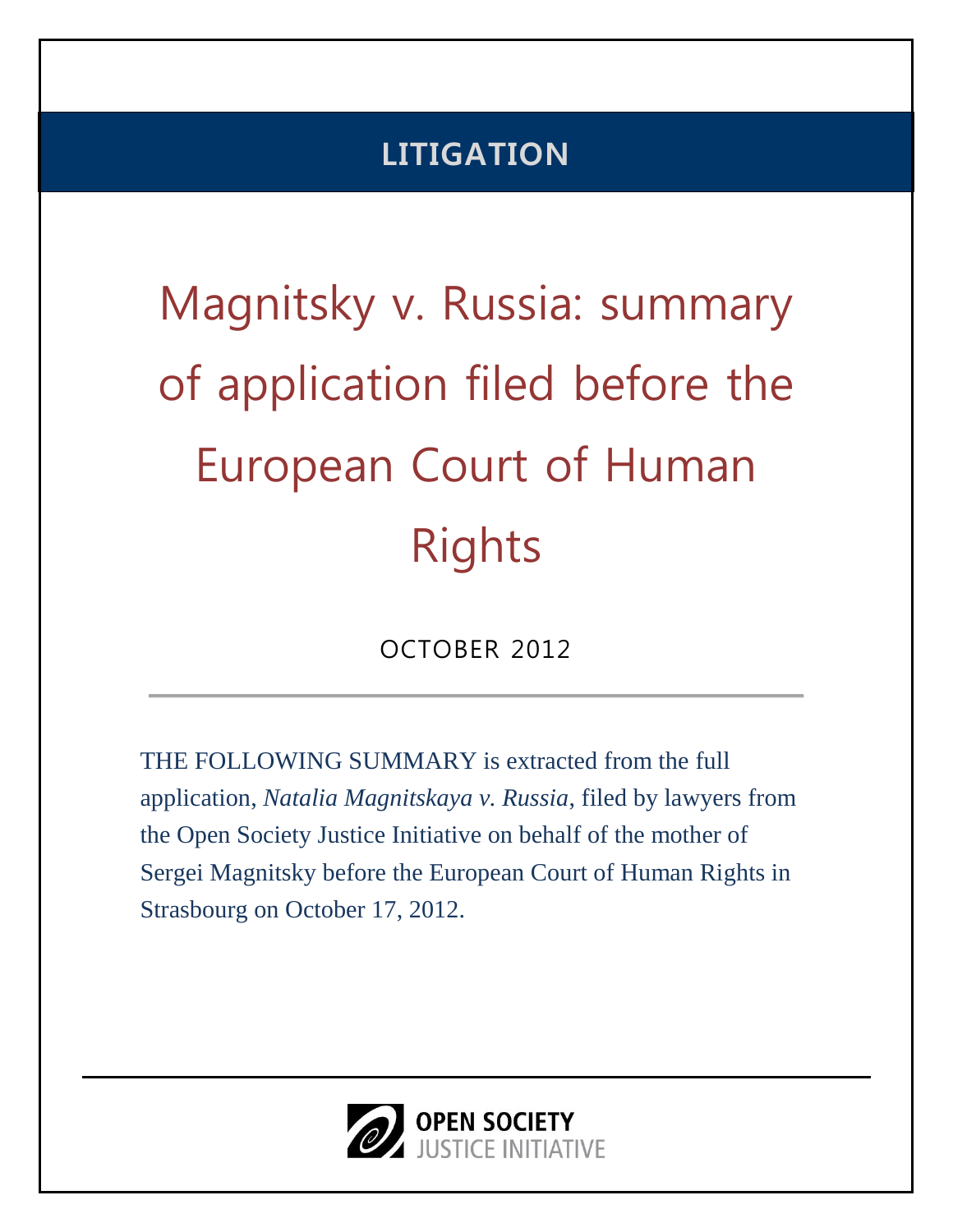LITIGATION

# Magnitsky v. Russia: summary of application filed before the European Court of Human Rights

OCTOBER 2012

---

THE FOLLOWING SUMMARY is extracted from the full application, *Natalia Magnitskaya v. Russia*, filed by lawyers from the Open Society Justice Initiative on behalf of the mother of Sergei Magnitsky before the European Court of Human Rights in Strasbourg on October 17, 2012.

---

OPEN SOCIETY
JUSTICE INITIATIVE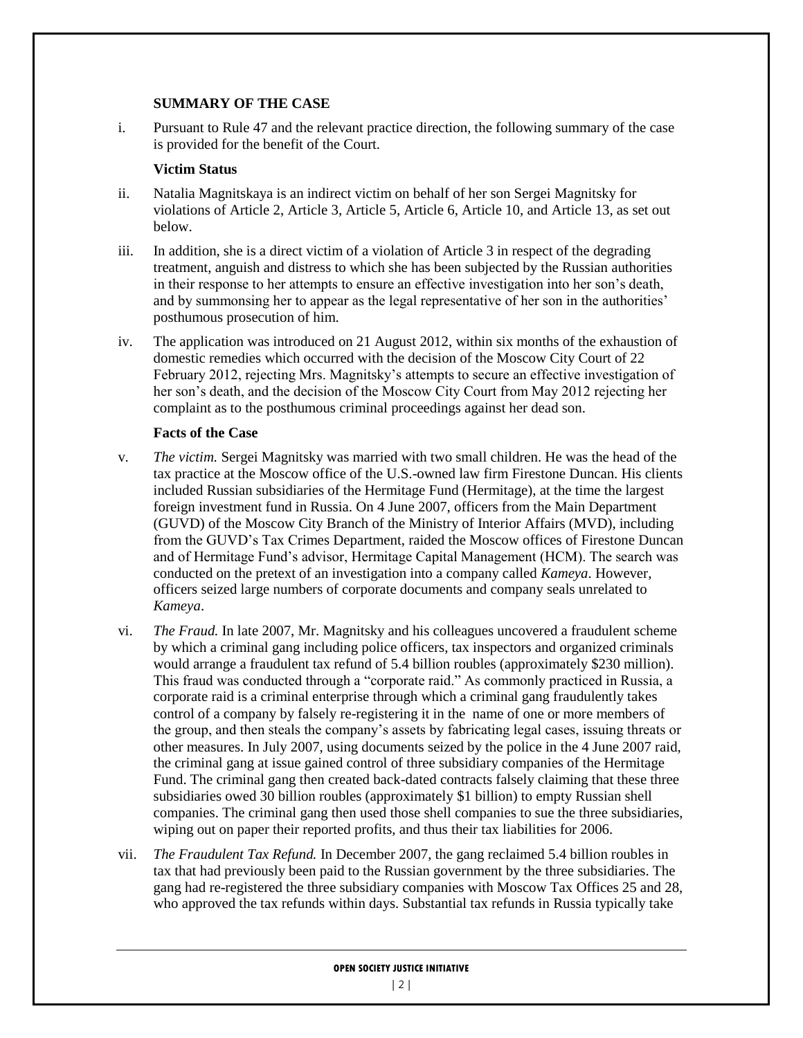## SUMMARY OF THE CASE

i. Pursuant to Rule 47 and the relevant practice direction, the following summary of the case is provided for the benefit of the Court.

### Victim Status

ii. Natalia Magnitskaya is an indirect victim on behalf of her son Sergei Magnitsky for violations of Article 2, Article 3, Article 5, Article 6, Article 10, and Article 13, as set out below.

iii. In addition, she is a direct victim of a violation of Article 3 in respect of the degrading treatment, anguish and distress to which she has been subjected by the Russian authorities in their response to her attempts to ensure an effective investigation into her son's death, and by summonsing her to appear as the legal representative of her son in the authorities' posthumous prosecution of him.

iv. The application was introduced on 21 August 2012, within six months of the exhaustion of domestic remedies which occurred with the decision of the Moscow City Court of 22 February 2012, rejecting Mrs. Magnitsky's attempts to secure an effective investigation of her son's death, and the decision of the Moscow City Court from May 2012 rejecting her complaint as to the posthumous criminal proceedings against her dead son.

### Facts of the Case

v. *The victim.* Sergei Magnitsky was married with two small children. He was the head of the tax practice at the Moscow office of the U.S.-owned law firm Firestone Duncan. His clients included Russian subsidiaries of the Hermitage Fund (Hermitage), at the time the largest foreign investment fund in Russia. On 4 June 2007, officers from the Main Department (GUVD) of the Moscow City Branch of the Ministry of Interior Affairs (MVD), including from the GUVD's Tax Crimes Department, raided the Moscow offices of Firestone Duncan and of Hermitage Fund's advisor, Hermitage Capital Management (HCM). The search was conducted on the pretext of an investigation into a company called *Kameya*. However, officers seized large numbers of corporate documents and company seals unrelated to *Kameya*.

vi. *The Fraud.* In late 2007, Mr. Magnitsky and his colleagues uncovered a fraudulent scheme by which a criminal gang including police officers, tax inspectors and organized criminals would arrange a fraudulent tax refund of 5.4 billion roubles (approximately $230 million). This fraud was conducted through a "corporate raid." As commonly practiced in Russia, a corporate raid is a criminal enterprise through which a criminal gang fraudulently takes control of a company by falsely re-registering it in the name of one or more members of the group, and then steals the company's assets by fabricating legal cases, issuing threats or other measures. In July 2007, using documents seized by the police in the 4 June 2007 raid, the criminal gang at issue gained control of three subsidiary companies of the Hermitage Fund. The criminal gang then created back-dated contracts falsely claiming that these three subsidiaries owed 30 billion roubles (approximately $1 billion) to empty Russian shell companies. The criminal gang then used those shell companies to sue the three subsidiaries, wiping out on paper their reported profits, and thus their tax liabilities for 2006.

vii. *The Fraudulent Tax Refund.* In December 2007, the gang reclaimed 5.4 billion roubles in tax that had previously been paid to the Russian government by the three subsidiaries. The gang had re-registered the three subsidiary companies with Moscow Tax Offices 25 and 28, who approved the tax refunds within days. Substantial tax refunds in Russia typically take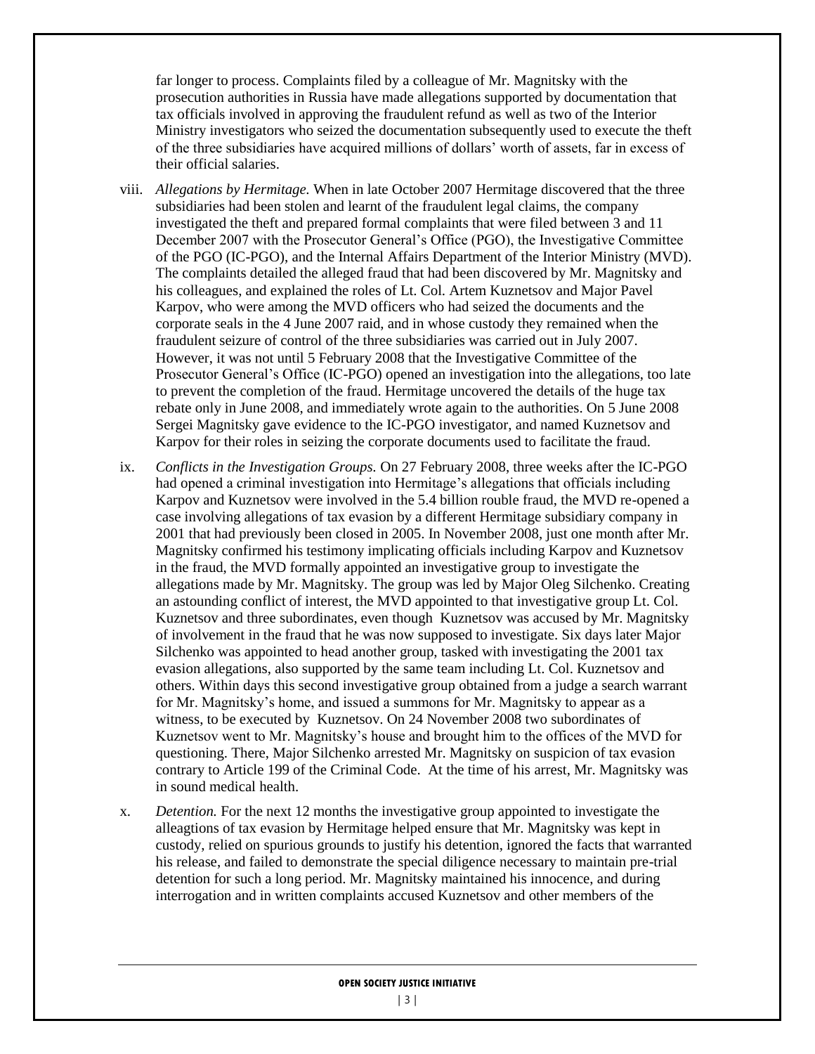far longer to process. Complaints filed by a colleague of Mr. Magnitsky with the prosecution authorities in Russia have made allegations supported by documentation that tax officials involved in approving the fraudulent refund as well as two of the Interior Ministry investigators who seized the documentation subsequently used to execute the theft of the three subsidiaries have acquired millions of dollars' worth of assets, far in excess of their official salaries.

viii. *Allegations by Hermitage.* When in late October 2007 Hermitage discovered that the three subsidiaries had been stolen and learnt of the fraudulent legal claims, the company investigated the theft and prepared formal complaints that were filed between 3 and 11 December 2007 with the Prosecutor General's Office (PGO), the Investigative Committee of the PGO (IC-PGO), and the Internal Affairs Department of the Interior Ministry (MVD). The complaints detailed the alleged fraud that had been discovered by Mr. Magnitsky and his colleagues, and explained the roles of Lt. Col. Artem Kuznetsov and Major Pavel Karpov, who were among the MVD officers who had seized the documents and the corporate seals in the 4 June 2007 raid, and in whose custody they remained when the fraudulent seizure of control of the three subsidiaries was carried out in July 2007. However, it was not until 5 February 2008 that the Investigative Committee of the Prosecutor General's Office (IC-PGO) opened an investigation into the allegations, too late to prevent the completion of the fraud. Hermitage uncovered the details of the huge tax rebate only in June 2008, and immediately wrote again to the authorities. On 5 June 2008 Sergei Magnitsky gave evidence to the IC-PGO investigator, and named Kuznetsov and Karpov for their roles in seizing the corporate documents used to facilitate the fraud.

ix. *Conflicts in the Investigation Groups.* On 27 February 2008, three weeks after the IC-PGO had opened a criminal investigation into Hermitage's allegations that officials including Karpov and Kuznetsov were involved in the 5.4 billion rouble fraud, the MVD re-opened a case involving allegations of tax evasion by a different Hermitage subsidiary company in 2001 that had previously been closed in 2005. In November 2008, just one month after Mr. Magnitsky confirmed his testimony implicating officials including Karpov and Kuznetsov in the fraud, the MVD formally appointed an investigative group to investigate the allegations made by Mr. Magnitsky. The group was led by Major Oleg Silchenko. Creating an astounding conflict of interest, the MVD appointed to that investigative group Lt. Col. Kuznetsov and three subordinates, even though Kuznetsov was accused by Mr. Magnitsky of involvement in the fraud that he was now supposed to investigate. Six days later Major Silchenko was appointed to head another group, tasked with investigating the 2001 tax evasion allegations, also supported by the same team including Lt. Col. Kuznetsov and others. Within days this second investigative group obtained from a judge a search warrant for Mr. Magnitsky's home, and issued a summons for Mr. Magnitsky to appear as a witness, to be executed by Kuznetsov. On 24 November 2008 two subordinates of Kuznetsov went to Mr. Magnitsky's house and brought him to the offices of the MVD for questioning. There, Major Silchenko arrested Mr. Magnitsky on suspicion of tax evasion contrary to Article 199 of the Criminal Code. At the time of his arrest, Mr. Magnitsky was in sound medical health.

x. *Detention.* For the next 12 months the investigative group appointed to investigate the alleagtions of tax evasion by Hermitage helped ensure that Mr. Magnitsky was kept in custody, relied on spurious grounds to justify his detention, ignored the facts that warranted his release, and failed to demonstrate the special diligence necessary to maintain pre-trial detention for such a long period. Mr. Magnitsky maintained his innocence, and during interrogation and in written complaints accused Kuznetsov and other members of the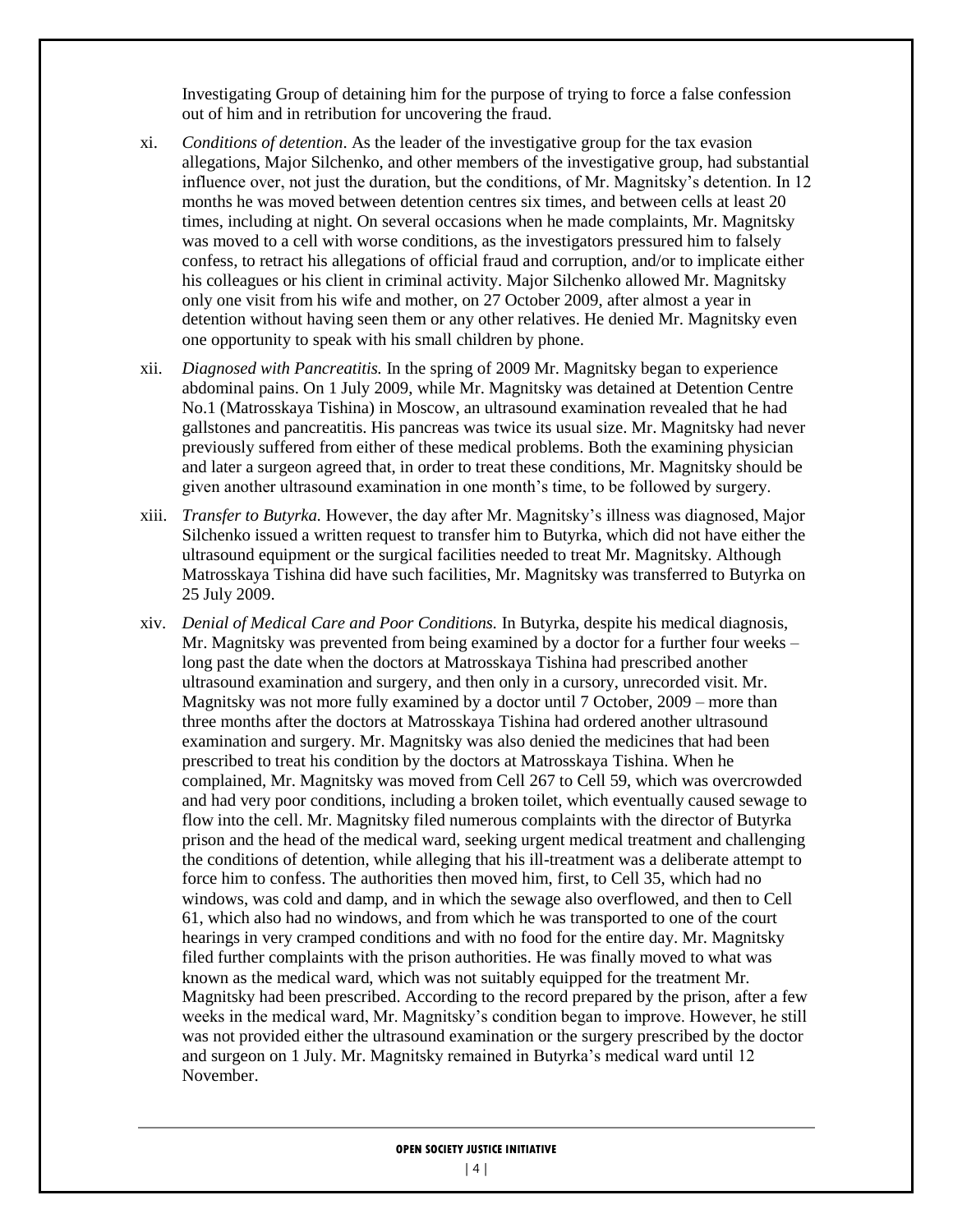Investigating Group of detaining him for the purpose of trying to force a false confession out of him and in retribution for uncovering the fraud.

xi. *Conditions of detention*. As the leader of the investigative group for the tax evasion allegations, Major Silchenko, and other members of the investigative group, had substantial influence over, not just the duration, but the conditions, of Mr. Magnitsky's detention. In 12 months he was moved between detention centres six times, and between cells at least 20 times, including at night. On several occasions when he made complaints, Mr. Magnitsky was moved to a cell with worse conditions, as the investigators pressured him to falsely confess, to retract his allegations of official fraud and corruption, and/or to implicate either his colleagues or his client in criminal activity. Major Silchenko allowed Mr. Magnitsky only one visit from his wife and mother, on 27 October 2009, after almost a year in detention without having seen them or any other relatives. He denied Mr. Magnitsky even one opportunity to speak with his small children by phone.

xii. *Diagnosed with Pancreatitis.* In the spring of 2009 Mr. Magnitsky began to experience abdominal pains. On 1 July 2009, while Mr. Magnitsky was detained at Detention Centre No.1 (Matrosskaya Tishina) in Moscow, an ultrasound examination revealed that he had gallstones and pancreatitis. His pancreas was twice its usual size. Mr. Magnitsky had never previously suffered from either of these medical problems. Both the examining physician and later a surgeon agreed that, in order to treat these conditions, Mr. Magnitsky should be given another ultrasound examination in one month's time, to be followed by surgery.

xiii. *Transfer to Butyrka.* However, the day after Mr. Magnitsky's illness was diagnosed, Major Silchenko issued a written request to transfer him to Butyrka, which did not have either the ultrasound equipment or the surgical facilities needed to treat Mr. Magnitsky. Although Matrosskaya Tishina did have such facilities, Mr. Magnitsky was transferred to Butyrka on 25 July 2009.

xiv. *Denial of Medical Care and Poor Conditions.* In Butyrka, despite his medical diagnosis, Mr. Magnitsky was prevented from being examined by a doctor for a further four weeks – long past the date when the doctors at Matrosskaya Tishina had prescribed another ultrasound examination and surgery, and then only in a cursory, unrecorded visit. Mr. Magnitsky was not more fully examined by a doctor until 7 October, 2009 – more than three months after the doctors at Matrosskaya Tishina had ordered another ultrasound examination and surgery. Mr. Magnitsky was also denied the medicines that had been prescribed to treat his condition by the doctors at Matrosskaya Tishina. When he complained, Mr. Magnitsky was moved from Cell 267 to Cell 59, which was overcrowded and had very poor conditions, including a broken toilet, which eventually caused sewage to flow into the cell. Mr. Magnitsky filed numerous complaints with the director of Butyrka prison and the head of the medical ward, seeking urgent medical treatment and challenging the conditions of detention, while alleging that his ill-treatment was a deliberate attempt to force him to confess. The authorities then moved him, first, to Cell 35, which had no windows, was cold and damp, and in which the sewage also overflowed, and then to Cell 61, which also had no windows, and from which he was transported to one of the court hearings in very cramped conditions and with no food for the entire day. Mr. Magnitsky filed further complaints with the prison authorities. He was finally moved to what was known as the medical ward, which was not suitably equipped for the treatment Mr. Magnitsky had been prescribed. According to the record prepared by the prison, after a few weeks in the medical ward, Mr. Magnitsky's condition began to improve. However, he still was not provided either the ultrasound examination or the surgery prescribed by the doctor and surgeon on 1 July. Mr. Magnitsky remained in Butyrka's medical ward until 12 November.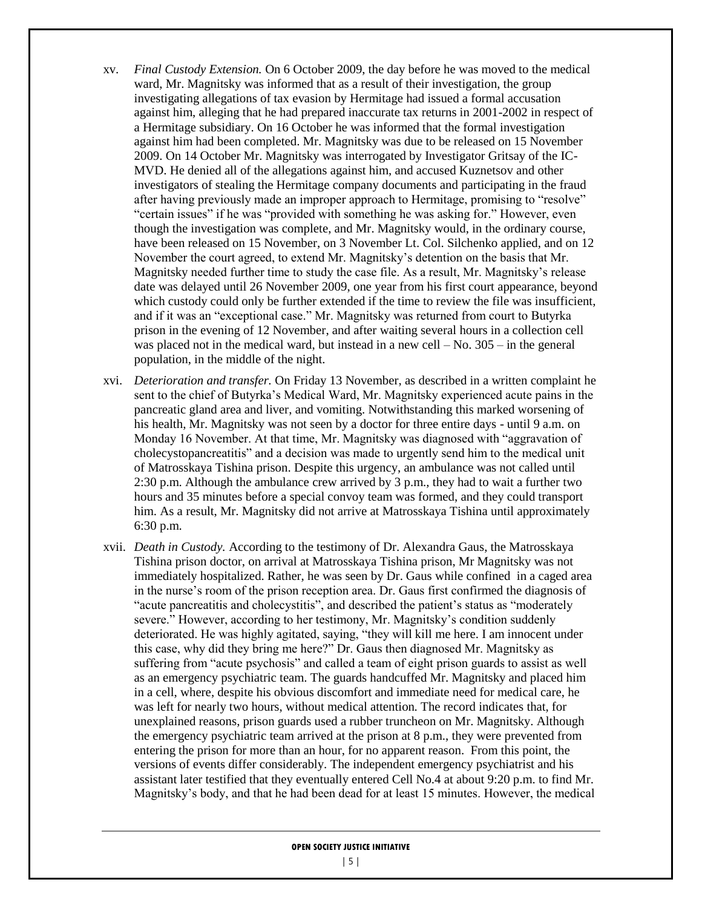xv. *Final Custody Extension.* On 6 October 2009, the day before he was moved to the medical ward, Mr. Magnitsky was informed that as a result of their investigation, the group investigating allegations of tax evasion by Hermitage had issued a formal accusation against him, alleging that he had prepared inaccurate tax returns in 2001-2002 in respect of a Hermitage subsidiary. On 16 October he was informed that the formal investigation against him had been completed. Mr. Magnitsky was due to be released on 15 November 2009. On 14 October Mr. Magnitsky was interrogated by Investigator Gritsay of the IC-MVD. He denied all of the allegations against him, and accused Kuznetsov and other investigators of stealing the Hermitage company documents and participating in the fraud after having previously made an improper approach to Hermitage, promising to "resolve" "certain issues" if he was "provided with something he was asking for." However, even though the investigation was complete, and Mr. Magnitsky would, in the ordinary course, have been released on 15 November, on 3 November Lt. Col. Silchenko applied, and on 12 November the court agreed, to extend Mr. Magnitsky's detention on the basis that Mr. Magnitsky needed further time to study the case file. As a result, Mr. Magnitsky's release date was delayed until 26 November 2009, one year from his first court appearance, beyond which custody could only be further extended if the time to review the file was insufficient, and if it was an "exceptional case." Mr. Magnitsky was returned from court to Butyrka prison in the evening of 12 November, and after waiting several hours in a collection cell was placed not in the medical ward, but instead in a new cell – No. 305 – in the general population, in the middle of the night.

xvi. *Deterioration and transfer.* On Friday 13 November, as described in a written complaint he sent to the chief of Butyrka's Medical Ward, Mr. Magnitsky experienced acute pains in the pancreatic gland area and liver, and vomiting. Notwithstanding this marked worsening of his health, Mr. Magnitsky was not seen by a doctor for three entire days - until 9 a.m. on Monday 16 November. At that time, Mr. Magnitsky was diagnosed with "aggravation of cholecystopancreatitis" and a decision was made to urgently send him to the medical unit of Matrosskaya Tishina prison. Despite this urgency, an ambulance was not called until 2:30 p.m. Although the ambulance crew arrived by 3 p.m., they had to wait a further two hours and 35 minutes before a special convoy team was formed, and they could transport him. As a result, Mr. Magnitsky did not arrive at Matrosskaya Tishina until approximately 6:30 p.m.

xvii. *Death in Custody.* According to the testimony of Dr. Alexandra Gaus, the Matrosskaya Tishina prison doctor, on arrival at Matrosskaya Tishina prison, Mr Magnitsky was not immediately hospitalized. Rather, he was seen by Dr. Gaus while confined in a caged area in the nurse's room of the prison reception area. Dr. Gaus first confirmed the diagnosis of "acute pancreatitis and cholecystitis", and described the patient's status as "moderately severe." However, according to her testimony, Mr. Magnitsky's condition suddenly deteriorated. He was highly agitated, saying, "they will kill me here. I am innocent under this case, why did they bring me here?" Dr. Gaus then diagnosed Mr. Magnitsky as suffering from "acute psychosis" and called a team of eight prison guards to assist as well as an emergency psychiatric team. The guards handcuffed Mr. Magnitsky and placed him in a cell, where, despite his obvious discomfort and immediate need for medical care, he was left for nearly two hours, without medical attention. The record indicates that, for unexplained reasons, prison guards used a rubber truncheon on Mr. Magnitsky. Although the emergency psychiatric team arrived at the prison at 8 p.m., they were prevented from entering the prison for more than an hour, for no apparent reason. From this point, the versions of events differ considerably. The independent emergency psychiatrist and his assistant later testified that they eventually entered Cell No.4 at about 9:20 p.m. to find Mr. Magnitsky's body, and that he had been dead for at least 15 minutes. However, the medical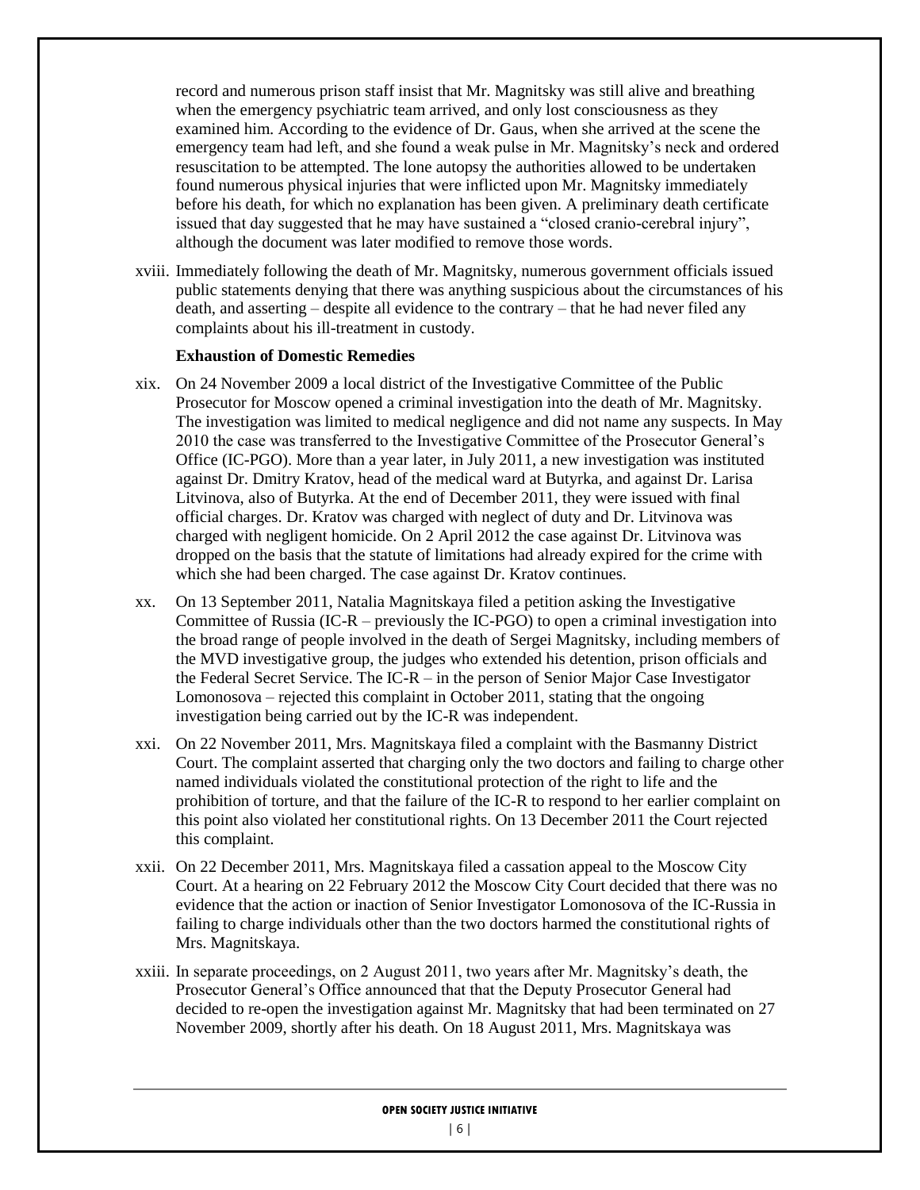record and numerous prison staff insist that Mr. Magnitsky was still alive and breathing when the emergency psychiatric team arrived, and only lost consciousness as they examined him. According to the evidence of Dr. Gaus, when she arrived at the scene the emergency team had left, and she found a weak pulse in Mr. Magnitsky's neck and ordered resuscitation to be attempted. The lone autopsy the authorities allowed to be undertaken found numerous physical injuries that were inflicted upon Mr. Magnitsky immediately before his death, for which no explanation has been given. A preliminary death certificate issued that day suggested that he may have sustained a "closed cranio-cerebral injury", although the document was later modified to remove those words.

xviii. Immediately following the death of Mr. Magnitsky, numerous government officials issued public statements denying that there was anything suspicious about the circumstances of his death, and asserting – despite all evidence to the contrary – that he had never filed any complaints about his ill-treatment in custody.

**Exhaustion of Domestic Remedies**

xix. On 24 November 2009 a local district of the Investigative Committee of the Public Prosecutor for Moscow opened a criminal investigation into the death of Mr. Magnitsky. The investigation was limited to medical negligence and did not name any suspects. In May 2010 the case was transferred to the Investigative Committee of the Prosecutor General's Office (IC-PGO). More than a year later, in July 2011, a new investigation was instituted against Dr. Dmitry Kratov, head of the medical ward at Butyrka, and against Dr. Larisa Litvinova, also of Butyrka. At the end of December 2011, they were issued with final official charges. Dr. Kratov was charged with neglect of duty and Dr. Litvinova was charged with negligent homicide. On 2 April 2012 the case against Dr. Litvinova was dropped on the basis that the statute of limitations had already expired for the crime with which she had been charged. The case against Dr. Kratov continues.

xx. On 13 September 2011, Natalia Magnitskaya filed a petition asking the Investigative Committee of Russia (IC-R – previously the IC-PGO) to open a criminal investigation into the broad range of people involved in the death of Sergei Magnitsky, including members of the MVD investigative group, the judges who extended his detention, prison officials and the Federal Secret Service. The IC-R – in the person of Senior Major Case Investigator Lomonosova – rejected this complaint in October 2011, stating that the ongoing investigation being carried out by the IC-R was independent.

xxi. On 22 November 2011, Mrs. Magnitskaya filed a complaint with the Basmanny District Court. The complaint asserted that charging only the two doctors and failing to charge other named individuals violated the constitutional protection of the right to life and the prohibition of torture, and that the failure of the IC-R to respond to her earlier complaint on this point also violated her constitutional rights. On 13 December 2011 the Court rejected this complaint.

xxii. On 22 December 2011, Mrs. Magnitskaya filed a cassation appeal to the Moscow City Court. At a hearing on 22 February 2012 the Moscow City Court decided that there was no evidence that the action or inaction of Senior Investigator Lomonosova of the IC-Russia in failing to charge individuals other than the two doctors harmed the constitutional rights of Mrs. Magnitskaya.

xxiii. In separate proceedings, on 2 August 2011, two years after Mr. Magnitsky's death, the Prosecutor General's Office announced that that the Deputy Prosecutor General had decided to re-open the investigation against Mr. Magnitsky that had been terminated on 27 November 2009, shortly after his death. On 18 August 2011, Mrs. Magnitskaya was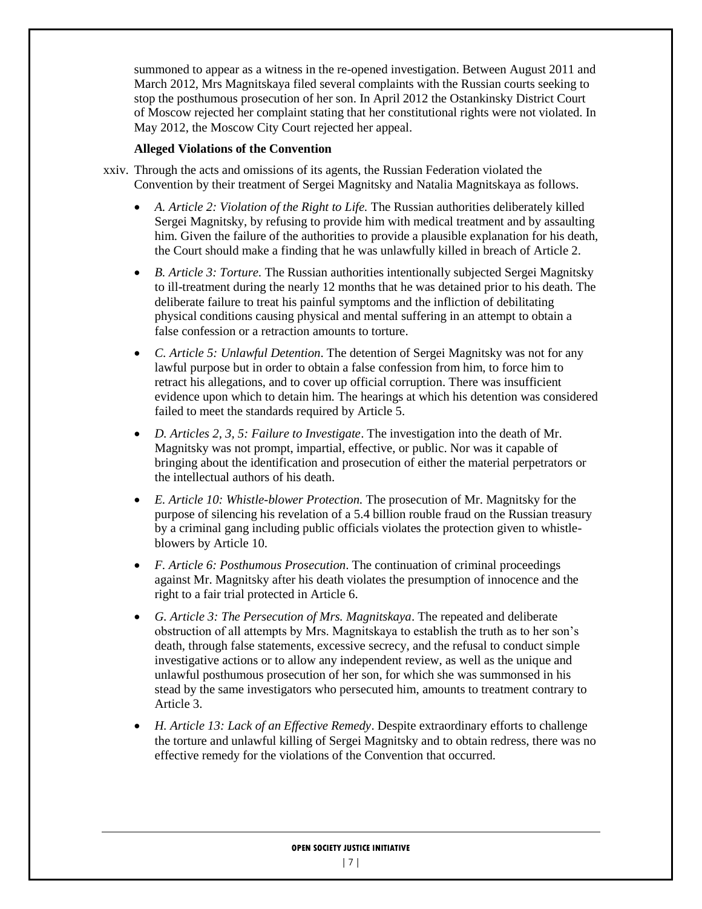summoned to appear as a witness in the re-opened investigation. Between August 2011 and March 2012, Mrs Magnitskaya filed several complaints with the Russian courts seeking to stop the posthumous prosecution of her son. In April 2012 the Ostankinsky District Court of Moscow rejected her complaint stating that her constitutional rights were not violated. In May 2012, the Moscow City Court rejected her appeal.

**Alleged Violations of the Convention**

xxiv. Through the acts and omissions of its agents, the Russian Federation violated the Convention by their treatment of Sergei Magnitsky and Natalia Magnitskaya as follows.

- *A. Article 2: Violation of the Right to Life.* The Russian authorities deliberately killed Sergei Magnitsky, by refusing to provide him with medical treatment and by assaulting him. Given the failure of the authorities to provide a plausible explanation for his death, the Court should make a finding that he was unlawfully killed in breach of Article 2.
- *B. Article 3: Torture*. The Russian authorities intentionally subjected Sergei Magnitsky to ill-treatment during the nearly 12 months that he was detained prior to his death. The deliberate failure to treat his painful symptoms and the infliction of debilitating physical conditions causing physical and mental suffering in an attempt to obtain a false confession or a retraction amounts to torture.
- *C. Article 5: Unlawful Detention*. The detention of Sergei Magnitsky was not for any lawful purpose but in order to obtain a false confession from him, to force him to retract his allegations, and to cover up official corruption. There was insufficient evidence upon which to detain him. The hearings at which his detention was considered failed to meet the standards required by Article 5.
- *D. Articles 2, 3, 5: Failure to Investigate*. The investigation into the death of Mr. Magnitsky was not prompt, impartial, effective, or public. Nor was it capable of bringing about the identification and prosecution of either the material perpetrators or the intellectual authors of his death.
- *E. Article 10: Whistle-blower Protection.* The prosecution of Mr. Magnitsky for the purpose of silencing his revelation of a 5.4 billion rouble fraud on the Russian treasury by a criminal gang including public officials violates the protection given to whistle-blowers by Article 10.
- *F. Article 6: Posthumous Prosecution*. The continuation of criminal proceedings against Mr. Magnitsky after his death violates the presumption of innocence and the right to a fair trial protected in Article 6.
- *G. Article 3: The Persecution of Mrs. Magnitskaya*. The repeated and deliberate obstruction of all attempts by Mrs. Magnitskaya to establish the truth as to her son's death, through false statements, excessive secrecy, and the refusal to conduct simple investigative actions or to allow any independent review, as well as the unique and unlawful posthumous prosecution of her son, for which she was summonsed in his stead by the same investigators who persecuted him, amounts to treatment contrary to Article 3.
- *H. Article 13: Lack of an Effective Remedy*. Despite extraordinary efforts to challenge the torture and unlawful killing of Sergei Magnitsky and to obtain redress, there was no effective remedy for the violations of the Convention that occurred.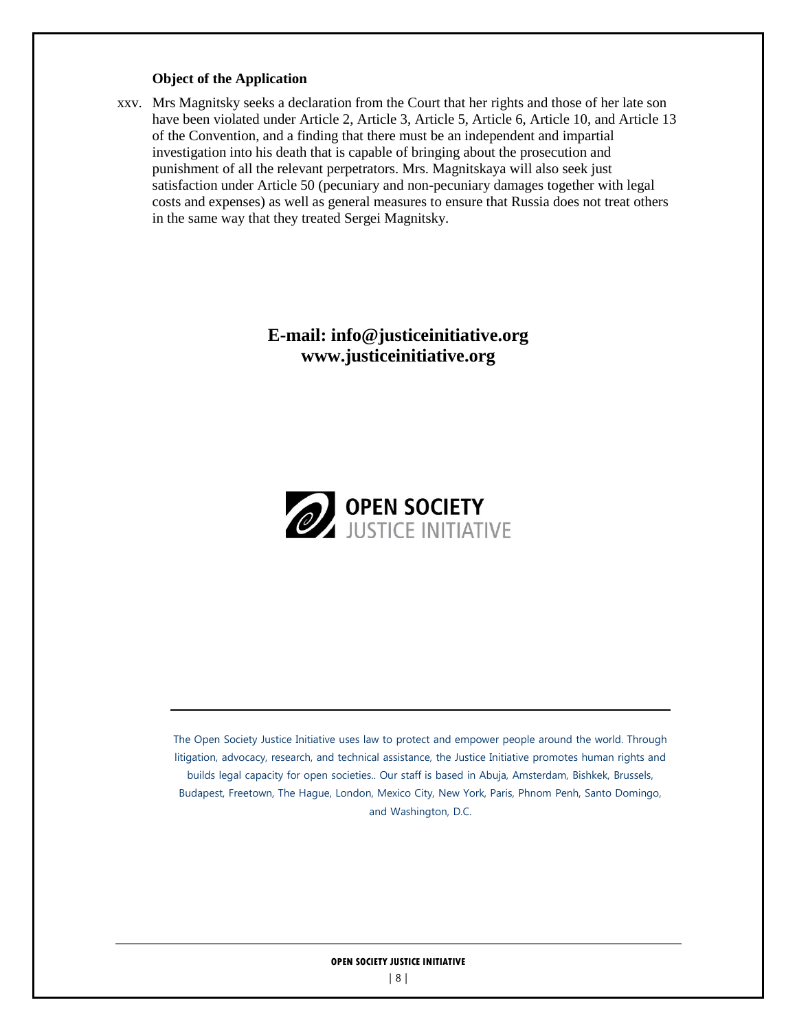**Object of the Application**

xxv. Mrs Magnitsky seeks a declaration from the Court that her rights and those of her late son have been violated under Article 2, Article 3, Article 5, Article 6, Article 10, and Article 13 of the Convention, and a finding that there must be an independent and impartial investigation into his death that is capable of bringing about the prosecution and punishment of all the relevant perpetrators. Mrs. Magnitskaya will also seek just satisfaction under Article 50 (pecuniary and non-pecuniary damages together with legal costs and expenses) as well as general measures to ensure that Russia does not treat others in the same way that they treated Sergei Magnitsky.

**E-mail: info@justiceinitiative.org**
**www.justiceinitiative.org**

OPEN SOCIETY
JUSTICE INITIATIVE

---

The Open Society Justice Initiative uses law to protect and empower people around the world. Through litigation, advocacy, research, and technical assistance, the Justice Initiative promotes human rights and builds legal capacity for open societies.. Our staff is based in Abuja, Amsterdam, Bishkek, Brussels, Budapest, Freetown, The Hague, London, Mexico City, New York, Paris, Phnom Penh, Santo Domingo, and Washington, D.C.